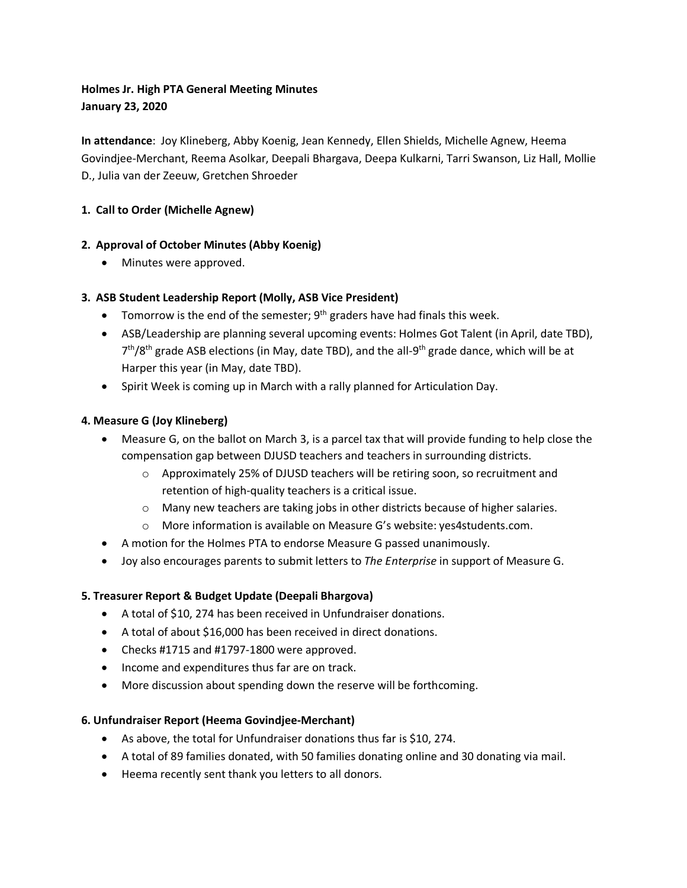**Holmes Jr. High PTA General Meeting Minutes**
**January 23, 2020**

**In attendance**: Joy Klineberg, Abby Koenig, Jean Kennedy, Ellen Shields, Michelle Agnew, Heema Govindjee-Merchant, Reema Asolkar, Deepali Bhargava, Deepa Kulkarni, Tarri Swanson, Liz Hall, Mollie D., Julia van der Zeeuw, Gretchen Shroeder

**1. Call to Order (Michelle Agnew)**

**2. Approval of October Minutes (Abby Koenig)**

- Minutes were approved.

**3. ASB Student Leadership Report (Molly, ASB Vice President)**

- Tomorrow is the end of the semester; 9th graders have had finals this week.
- ASB/Leadership are planning several upcoming events: Holmes Got Talent (in April, date TBD), 7th/8th grade ASB elections (in May, date TBD), and the all-9th grade dance, which will be at Harper this year (in May, date TBD).
- Spirit Week is coming up in March with a rally planned for Articulation Day.

**4. Measure G (Joy Klineberg)**

- Measure G, on the ballot on March 3, is a parcel tax that will provide funding to help close the compensation gap between DJUSD teachers and teachers in surrounding districts.
  - Approximately 25% of DJUSD teachers will be retiring soon, so recruitment and retention of high-quality teachers is a critical issue.
  - Many new teachers are taking jobs in other districts because of higher salaries.
  - More information is available on Measure G's website: yes4students.com.
- A motion for the Holmes PTA to endorse Measure G passed unanimously.
- Joy also encourages parents to submit letters to *The Enterprise* in support of Measure G.

**5. Treasurer Report & Budget Update (Deepali Bhargova)**

- A total of $10, 274 has been received in Unfundraiser donations.
- A total of about $16,000 has been received in direct donations.
- Checks #1715 and #1797-1800 were approved.
- Income and expenditures thus far are on track.
- More discussion about spending down the reserve will be forthcoming.

**6. Unfundraiser Report (Heema Govindjee-Merchant)**

- As above, the total for Unfundraiser donations thus far is $10, 274.
- A total of 89 families donated, with 50 families donating online and 30 donating via mail.
- Heema recently sent thank you letters to all donors.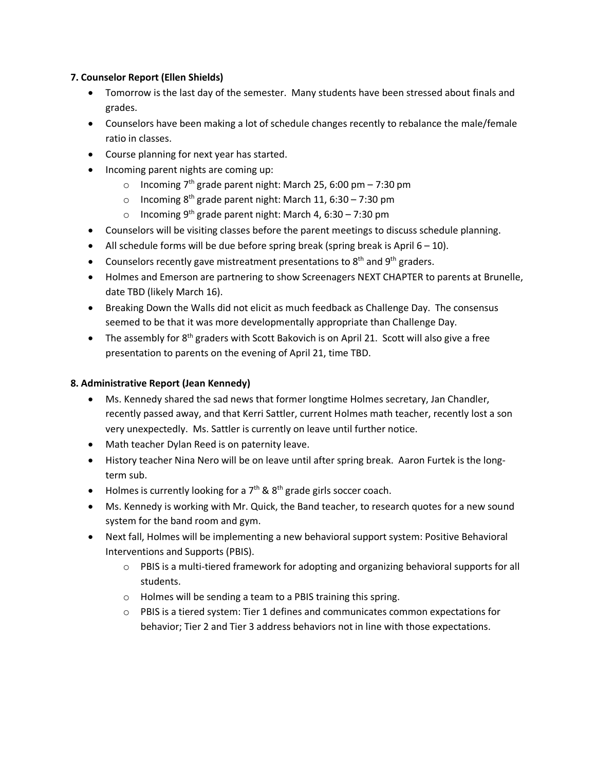**7. Counselor Report (Ellen Shields)**

- Tomorrow is the last day of the semester. Many students have been stressed about finals and grades.
- Counselors have been making a lot of schedule changes recently to rebalance the male/female ratio in classes.
- Course planning for next year has started.
- Incoming parent nights are coming up:
  - Incoming 7th grade parent night: March 25, 6:00 pm – 7:30 pm
  - Incoming 8th grade parent night: March 11, 6:30 – 7:30 pm
  - Incoming 9th grade parent night: March 4, 6:30 – 7:30 pm
- Counselors will be visiting classes before the parent meetings to discuss schedule planning.
- All schedule forms will be due before spring break (spring break is April 6 – 10).
- Counselors recently gave mistreatment presentations to 8th and 9th graders.
- Holmes and Emerson are partnering to show Screenagers NEXT CHAPTER to parents at Brunelle, date TBD (likely March 16).
- Breaking Down the Walls did not elicit as much feedback as Challenge Day. The consensus seemed to be that it was more developmentally appropriate than Challenge Day.
- The assembly for 8th graders with Scott Bakovich is on April 21. Scott will also give a free presentation to parents on the evening of April 21, time TBD.

**8. Administrative Report (Jean Kennedy)**

- Ms. Kennedy shared the sad news that former longtime Holmes secretary, Jan Chandler, recently passed away, and that Kerri Sattler, current Holmes math teacher, recently lost a son very unexpectedly. Ms. Sattler is currently on leave until further notice.
- Math teacher Dylan Reed is on paternity leave.
- History teacher Nina Nero will be on leave until after spring break. Aaron Furtek is the long-term sub.
- Holmes is currently looking for a 7th & 8th grade girls soccer coach.
- Ms. Kennedy is working with Mr. Quick, the Band teacher, to research quotes for a new sound system for the band room and gym.
- Next fall, Holmes will be implementing a new behavioral support system: Positive Behavioral Interventions and Supports (PBIS).
  - PBIS is a multi-tiered framework for adopting and organizing behavioral supports for all students.
  - Holmes will be sending a team to a PBIS training this spring.
  - PBIS is a tiered system: Tier 1 defines and communicates common expectations for behavior; Tier 2 and Tier 3 address behaviors not in line with those expectations.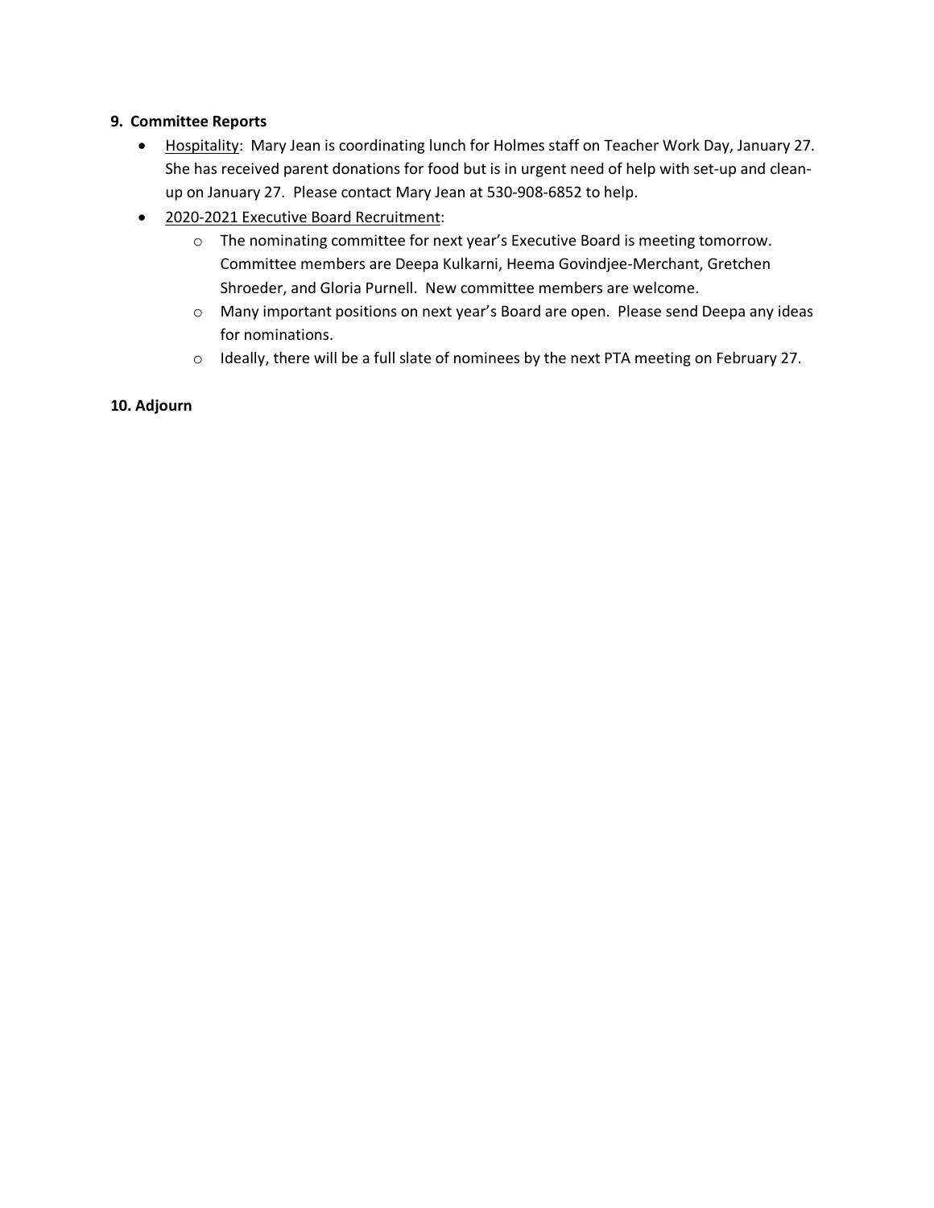**9. Committee Reports**

- Hospitality: Mary Jean is coordinating lunch for Holmes staff on Teacher Work Day, January 27. She has received parent donations for food but is in urgent need of help with set-up and clean-up on January 27. Please contact Mary Jean at 530-908-6852 to help.
- 2020-2021 Executive Board Recruitment:
    - The nominating committee for next year's Executive Board is meeting tomorrow. Committee members are Deepa Kulkarni, Heema Govindjee-Merchant, Gretchen Shroeder, and Gloria Purnell. New committee members are welcome.
    - Many important positions on next year's Board are open. Please send Deepa any ideas for nominations.
    - Ideally, there will be a full slate of nominees by the next PTA meeting on February 27.

**10. Adjourn**